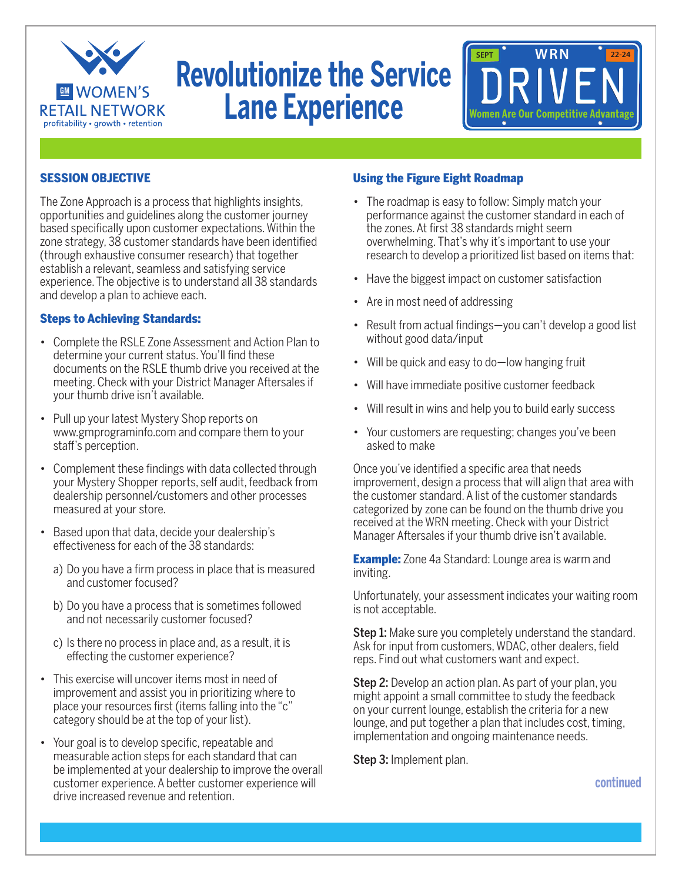GM WOMEN'S RETAIL NETWORK
profitability • growth • retention

# Revolutionize the Service Lane Experience

SEPT WRN 22-24 DRIVEN
Women Are Our Competitive Advantage

## SESSION OBJECTIVE

The Zone Approach is a process that highlights insights, opportunities and guidelines along the customer journey based specifically upon customer expectations. Within the zone strategy, 38 customer standards have been identified (through exhaustive consumer research) that together establish a relevant, seamless and satisfying service experience. The objective is to understand all 38 standards and develop a plan to achieve each.

### Steps to Achieving Standards:

- Complete the RSLE Zone Assessment and Action Plan to determine your current status. You'll find these documents on the RSLE thumb drive you received at the meeting. Check with your District Manager Aftersales if your thumb drive isn't available.
- Pull up your latest Mystery Shop reports on www.gmprograminfo.com and compare them to your staff's perception.
- Complement these findings with data collected through your Mystery Shopper reports, self audit, feedback from dealership personnel/customers and other processes measured at your store.
- Based upon that data, decide your dealership's effectiveness for each of the 38 standards:
  a) Do you have a firm process in place that is measured and customer focused?
  b) Do you have a process that is sometimes followed and not necessarily customer focused?
  c) Is there no process in place and, as a result, it is effecting the customer experience?
- This exercise will uncover items most in need of improvement and assist you in prioritizing where to place your resources first (items falling into the "c" category should be at the top of your list).
- Your goal is to develop specific, repeatable and measurable action steps for each standard that can be implemented at your dealership to improve the overall customer experience. A better customer experience will drive increased revenue and retention.

## Using the Figure Eight Roadmap

- The roadmap is easy to follow: Simply match your performance against the customer standard in each of the zones. At first 38 standards might seem overwhelming. That's why it's important to use your research to develop a prioritized list based on items that:
- Have the biggest impact on customer satisfaction
- Are in most need of addressing
- Result from actual findings—you can't develop a good list without good data/input
- Will be quick and easy to do—low hanging fruit
- Will have immediate positive customer feedback
- Will result in wins and help you to build early success
- Your customers are requesting; changes you've been asked to make

Once you've identified a specific area that needs improvement, design a process that will align that area with the customer standard. A list of the customer standards categorized by zone can be found on the thumb drive you received at the WRN meeting. Check with your District Manager Aftersales if your thumb drive isn't available.

**Example:** Zone 4a Standard: Lounge area is warm and inviting.

Unfortunately, your assessment indicates your waiting room is not acceptable.

**Step 1:** Make sure you completely understand the standard. Ask for input from customers, WDAC, other dealers, field reps. Find out what customers want and expect.

**Step 2:** Develop an action plan. As part of your plan, you might appoint a small committee to study the feedback on your current lounge, establish the criteria for a new lounge, and put together a plan that includes cost, timing, implementation and ongoing maintenance needs.

**Step 3:** Implement plan.

continued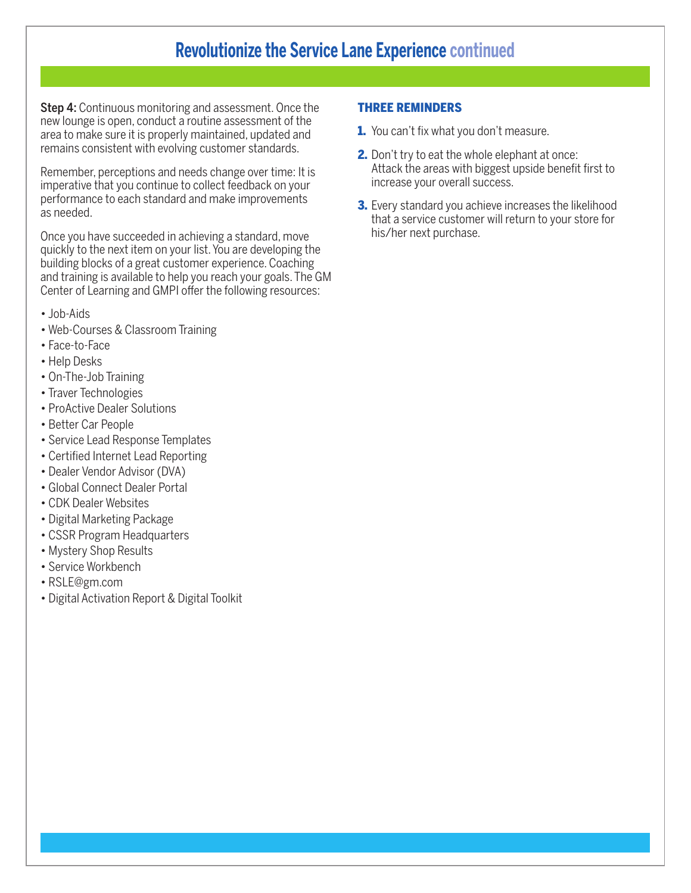# Revolutionize the Service Lane Experience continued

**Step 4:** Continuous monitoring and assessment. Once the new lounge is open, conduct a routine assessment of the area to make sure it is properly maintained, updated and remains consistent with evolving customer standards.

Remember, perceptions and needs change over time: It is imperative that you continue to collect feedback on your performance to each standard and make improvements as needed.

Once you have succeeded in achieving a standard, move quickly to the next item on your list. You are developing the building blocks of a great customer experience. Coaching and training is available to help you reach your goals. The GM Center of Learning and GMPI offer the following resources:

- Job-Aids
- Web-Courses & Classroom Training
- Face-to-Face
- Help Desks
- On-The-Job Training
- Traver Technologies
- ProActive Dealer Solutions
- Better Car People
- Service Lead Response Templates
- Certified Internet Lead Reporting
- Dealer Vendor Advisor (DVA)
- Global Connect Dealer Portal
- CDK Dealer Websites
- Digital Marketing Package
- CSSR Program Headquarters
- Mystery Shop Results
- Service Workbench
- RSLE@gm.com
- Digital Activation Report & Digital Toolkit

## THREE REMINDERS

1. You can't fix what you don't measure.
2. Don't try to eat the whole elephant at once: Attack the areas with biggest upside benefit first to increase your overall success.
3. Every standard you achieve increases the likelihood that a service customer will return to your store for his/her next purchase.